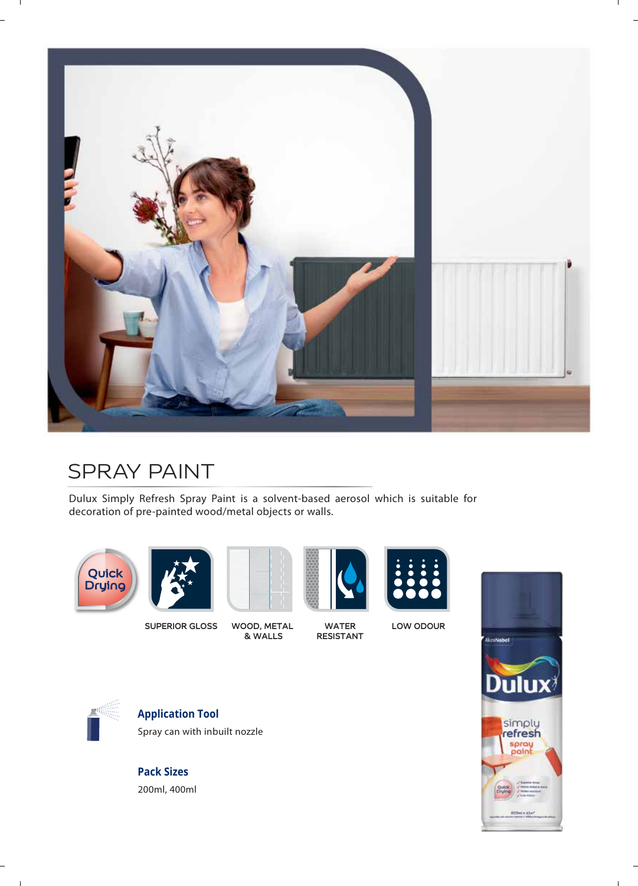# SPRAY PAINT

Dulux Simply Refresh Spray Paint is a solvent-based aerosol which is suitable for decoration of pre-painted wood/metal objects or walls.

Quick Drying

SUPERIOR GLOSS

WOOD, METAL & WALLS

WATER RESISTANT

LOW ODOUR

**Application Tool**

Spray can with inbuilt nozzle

**Pack Sizes**

200ml, 400ml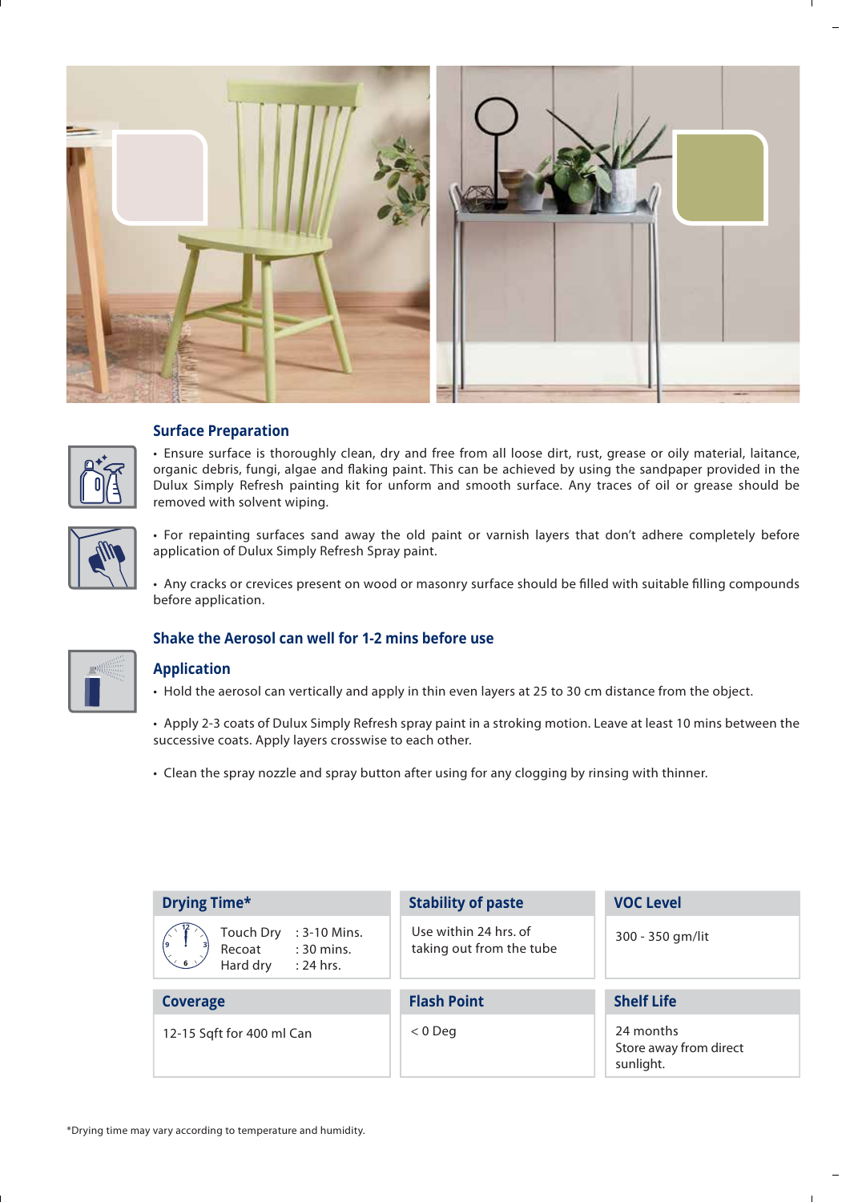## Surface Preparation

- Ensure surface is thoroughly clean, dry and free from all loose dirt, rust, grease or oily material, laitance, organic debris, fungi, algae and flaking paint. This can be achieved by using the sandpaper provided in the Dulux Simply Refresh painting kit for unform and smooth surface. Any traces of oil or grease should be removed with solvent wiping.

- For repainting surfaces sand away the old paint or varnish layers that don't adhere completely before application of Dulux Simply Refresh Spray paint.

- Any cracks or crevices present on wood or masonry surface should be filled with suitable filling compounds before application.

## Shake the Aerosol can well for 1-2 mins before use

## Application

- Hold the aerosol can vertically and apply in thin even layers at 25 to 30 cm distance from the object.

- Apply 2-3 coats of Dulux Simply Refresh spray paint in a stroking motion. Leave at least 10 mins between the successive coats. Apply layers crosswise to each other.

- Clean the spray nozzle and spray button after using for any clogging by rinsing with thinner.

| Drying Time* | Stability of paste | VOC Level |
|---|---|---|
| Touch Dry : 3-10 Mins.<br>Recoat : 30 mins.<br>Hard dry : 24 hrs. | Use within 24 hrs. of taking out from the tube | 300 - 350 gm/lit |
| **Coverage** | **Flash Point** | **Shelf Life** |
| 12-15 Sqft for 400 ml Can | < 0 Deg | 24 months<br>Store away from direct sunlight. |

*Drying time may vary according to temperature and humidity.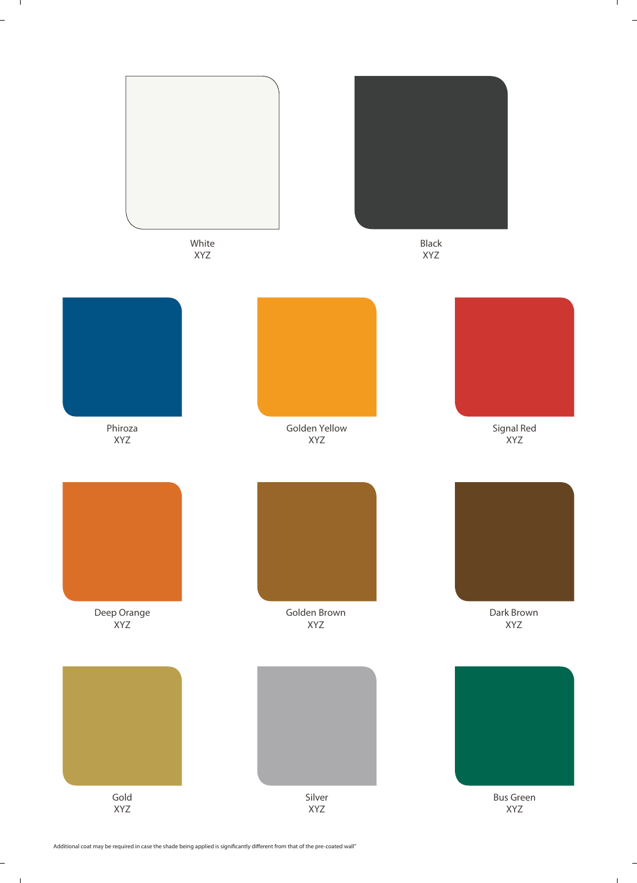White
XYZ

Black
XYZ

Phiroza
XYZ

Golden Yellow
XYZ

Signal Red
XYZ

Deep Orange
XYZ

Golden Brown
XYZ

Dark Brown
XYZ

Gold
XYZ

Silver
XYZ

Bus Green
XYZ

Additional coat may be required in case the shade being applied is significantly different from that of the pre-coated wall"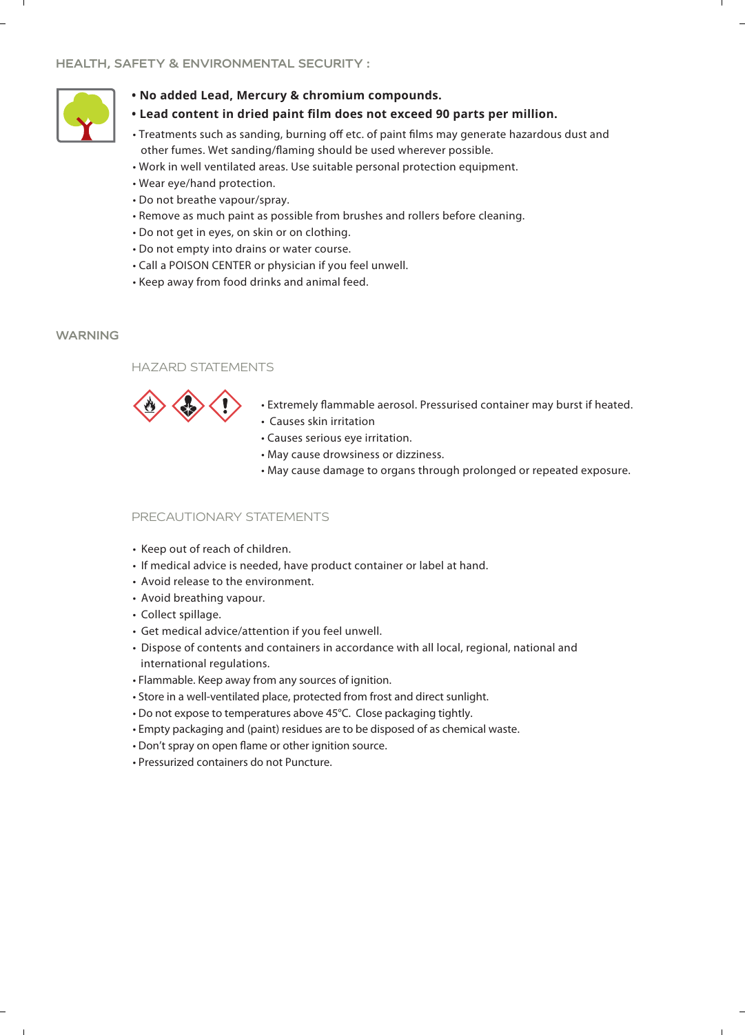## HEALTH, SAFETY & ENVIRONMENTAL SECURITY :

- **No added Lead, Mercury & chromium compounds.**
- **Lead content in dried paint film does not exceed 90 parts per million.**
- Treatments such as sanding, burning off etc. of paint films may generate hazardous dust and other fumes. Wet sanding/flaming should be used wherever possible.
- Work in well ventilated areas. Use suitable personal protection equipment.
- Wear eye/hand protection.
- Do not breathe vapour/spray.
- Remove as much paint as possible from brushes and rollers before cleaning.
- Do not get in eyes, on skin or on clothing.
- Do not empty into drains or water course.
- Call a POISON CENTER or physician if you feel unwell.
- Keep away from food drinks and animal feed.

## WARNING

### HAZARD STATEMENTS

- Extremely flammable aerosol. Pressurised container may burst if heated.
- Causes skin irritation
- Causes serious eye irritation.
- May cause drowsiness or dizziness.
- May cause damage to organs through prolonged or repeated exposure.

### PRECAUTIONARY STATEMENTS

- Keep out of reach of children.
- If medical advice is needed, have product container or label at hand.
- Avoid release to the environment.
- Avoid breathing vapour.
- Collect spillage.
- Get medical advice/attention if you feel unwell.
- Dispose of contents and containers in accordance with all local, regional, national and international regulations.
- Flammable. Keep away from any sources of ignition.
- Store in a well-ventilated place, protected from frost and direct sunlight.
- Do not expose to temperatures above 45°C. Close packaging tightly.
- Empty packaging and (paint) residues are to be disposed of as chemical waste.
- Don't spray on open flame or other ignition source.
- Pressurized containers do not Puncture.